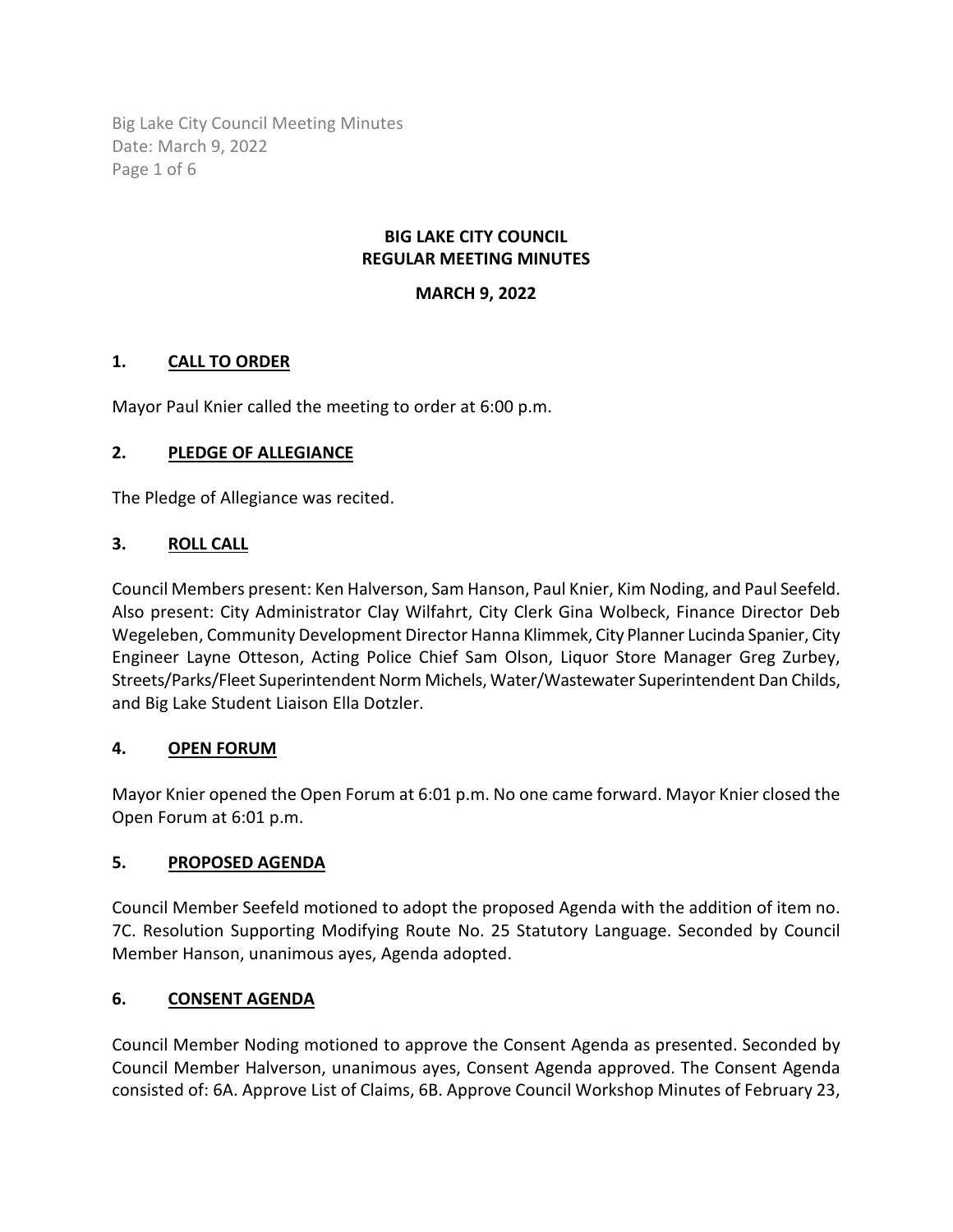# BIG LAKE CITY COUNCIL
# REGULAR MEETING MINUTES

**MARCH 9, 2022**

## 1. CALL TO ORDER

Mayor Paul Knier called the meeting to order at 6:00 p.m.

## 2. PLEDGE OF ALLEGIANCE

The Pledge of Allegiance was recited.

## 3. ROLL CALL

Council Members present: Ken Halverson, Sam Hanson, Paul Knier, Kim Noding, and Paul Seefeld. Also present: City Administrator Clay Wilfahrt, City Clerk Gina Wolbeck, Finance Director Deb Wegeleben, Community Development Director Hanna Klimmek, City Planner Lucinda Spanier, City Engineer Layne Otteson, Acting Police Chief Sam Olson, Liquor Store Manager Greg Zurbey, Streets/Parks/Fleet Superintendent Norm Michels, Water/Wastewater Superintendent Dan Childs, and Big Lake Student Liaison Ella Dotzler.

## 4. OPEN FORUM

Mayor Knier opened the Open Forum at 6:01 p.m. No one came forward. Mayor Knier closed the Open Forum at 6:01 p.m.

## 5. PROPOSED AGENDA

Council Member Seefeld motioned to adopt the proposed Agenda with the addition of item no. 7C. Resolution Supporting Modifying Route No. 25 Statutory Language. Seconded by Council Member Hanson, unanimous ayes, Agenda adopted.

## 6. CONSENT AGENDA

Council Member Noding motioned to approve the Consent Agenda as presented. Seconded by Council Member Halverson, unanimous ayes, Consent Agenda approved. The Consent Agenda consisted of: 6A. Approve List of Claims, 6B. Approve Council Workshop Minutes of February 23,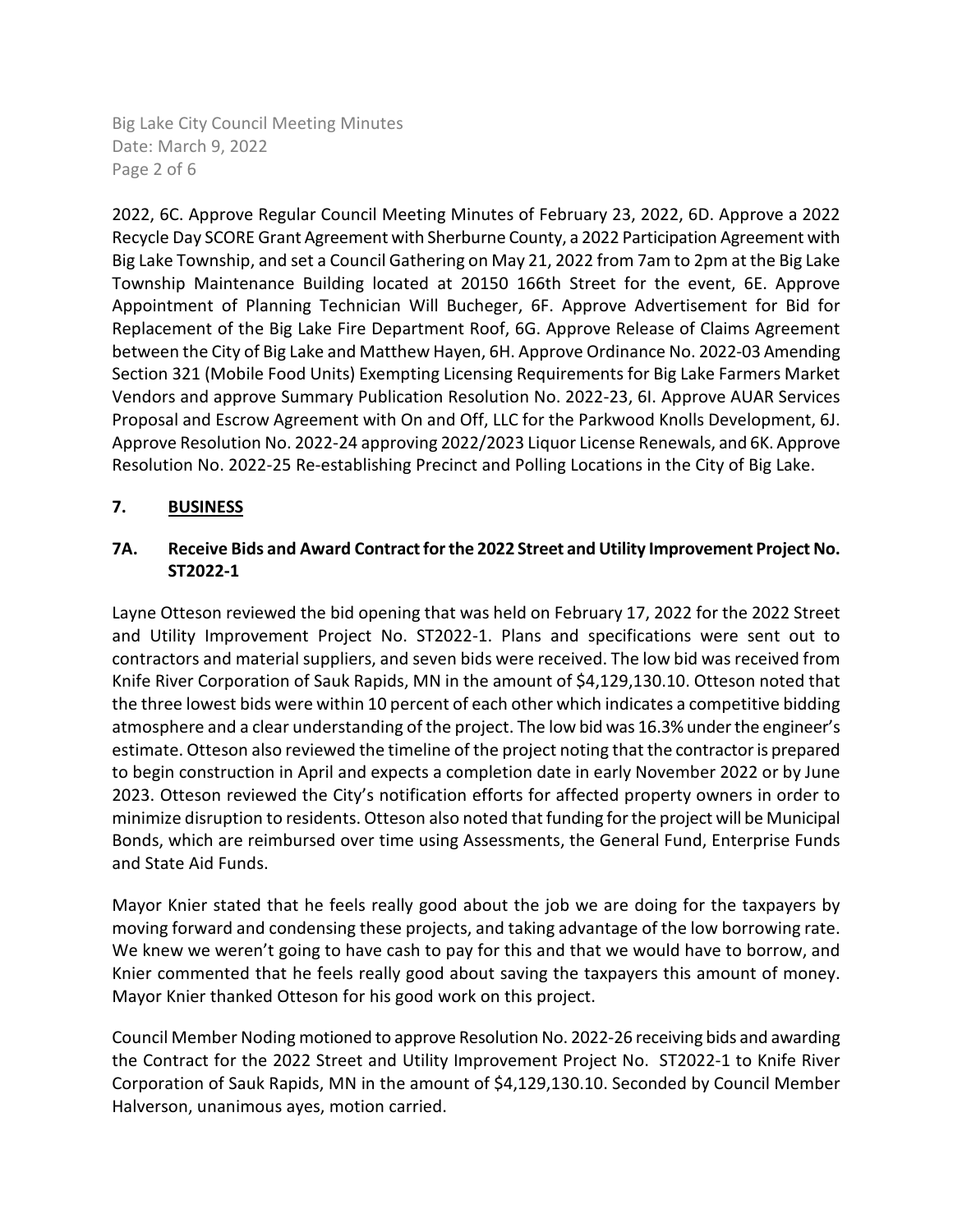2022, 6C. Approve Regular Council Meeting Minutes of February 23, 2022, 6D. Approve a 2022 Recycle Day SCORE Grant Agreement with Sherburne County, a 2022 Participation Agreement with Big Lake Township, and set a Council Gathering on May 21, 2022 from 7am to 2pm at the Big Lake Township Maintenance Building located at 20150 166th Street for the event, 6E. Approve Appointment of Planning Technician Will Bucheger, 6F. Approve Advertisement for Bid for Replacement of the Big Lake Fire Department Roof, 6G. Approve Release of Claims Agreement between the City of Big Lake and Matthew Hayen, 6H. Approve Ordinance No. 2022-03 Amending Section 321 (Mobile Food Units) Exempting Licensing Requirements for Big Lake Farmers Market Vendors and approve Summary Publication Resolution No. 2022-23, 6I. Approve AUAR Services Proposal and Escrow Agreement with On and Off, LLC for the Parkwood Knolls Development, 6J. Approve Resolution No. 2022-24 approving 2022/2023 Liquor License Renewals, and 6K. Approve Resolution No. 2022-25 Re-establishing Precinct and Polling Locations in the City of Big Lake.

## 7. BUSINESS

### 7A. Receive Bids and Award Contract for the 2022 Street and Utility Improvement Project No. ST2022-1

Layne Otteson reviewed the bid opening that was held on February 17, 2022 for the 2022 Street and Utility Improvement Project No. ST2022-1. Plans and specifications were sent out to contractors and material suppliers, and seven bids were received. The low bid was received from Knife River Corporation of Sauk Rapids, MN in the amount of $4,129,130.10. Otteson noted that the three lowest bids were within 10 percent of each other which indicates a competitive bidding atmosphere and a clear understanding of the project. The low bid was 16.3% under the engineer's estimate. Otteson also reviewed the timeline of the project noting that the contractor is prepared to begin construction in April and expects a completion date in early November 2022 or by June 2023. Otteson reviewed the City's notification efforts for affected property owners in order to minimize disruption to residents. Otteson also noted that funding for the project will be Municipal Bonds, which are reimbursed over time using Assessments, the General Fund, Enterprise Funds and State Aid Funds.

Mayor Knier stated that he feels really good about the job we are doing for the taxpayers by moving forward and condensing these projects, and taking advantage of the low borrowing rate. We knew we weren't going to have cash to pay for this and that we would have to borrow, and Knier commented that he feels really good about saving the taxpayers this amount of money. Mayor Knier thanked Otteson for his good work on this project.

Council Member Noding motioned to approve Resolution No. 2022-26 receiving bids and awarding the Contract for the 2022 Street and Utility Improvement Project No. ST2022-1 to Knife River Corporation of Sauk Rapids, MN in the amount of $4,129,130.10. Seconded by Council Member Halverson, unanimous ayes, motion carried.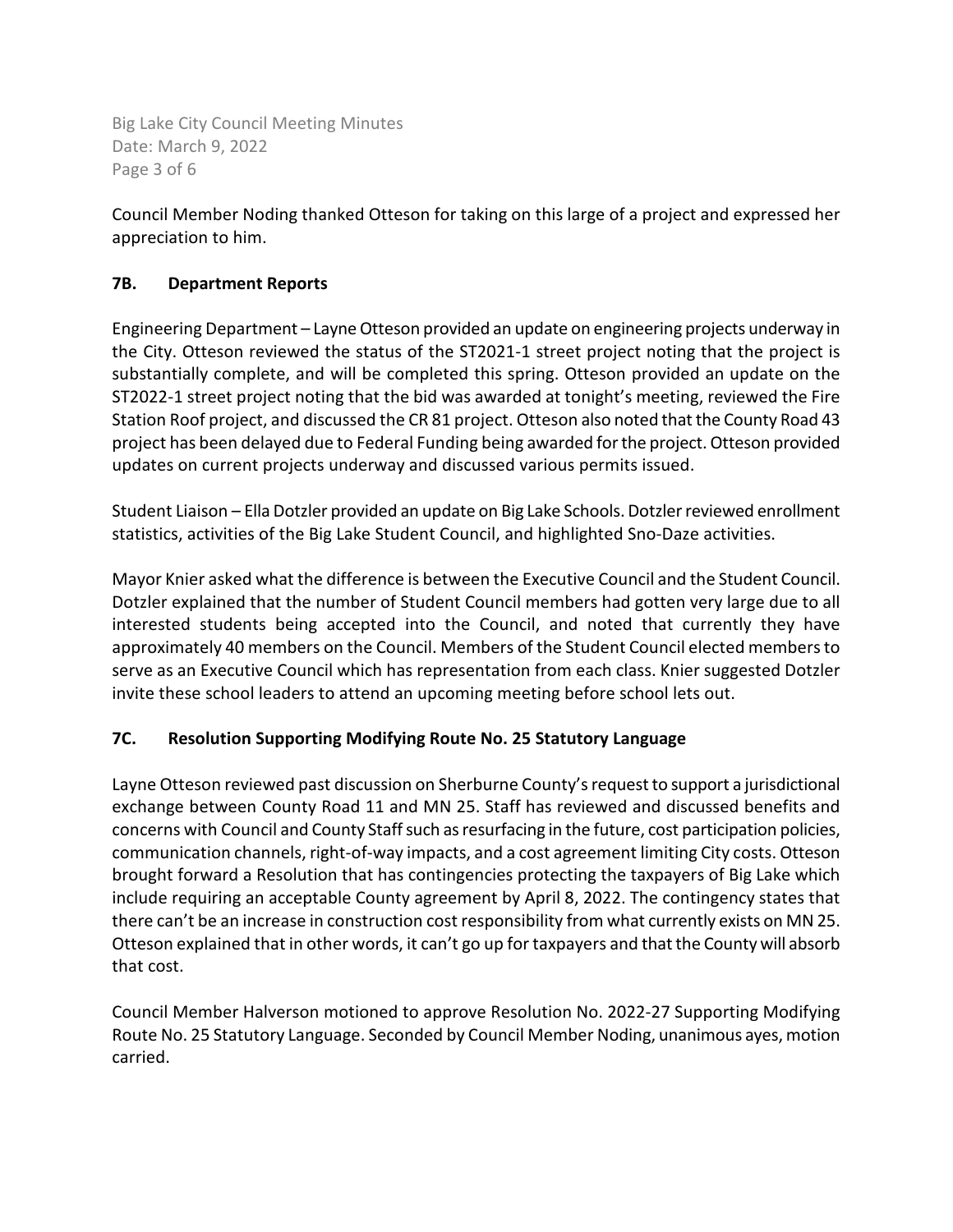Council Member Noding thanked Otteson for taking on this large of a project and expressed her appreciation to him.

### 7B. Department Reports

Engineering Department – Layne Otteson provided an update on engineering projects underway in the City. Otteson reviewed the status of the ST2021-1 street project noting that the project is substantially complete, and will be completed this spring. Otteson provided an update on the ST2022-1 street project noting that the bid was awarded at tonight's meeting, reviewed the Fire Station Roof project, and discussed the CR 81 project. Otteson also noted that the County Road 43 project has been delayed due to Federal Funding being awarded for the project. Otteson provided updates on current projects underway and discussed various permits issued.

Student Liaison – Ella Dotzler provided an update on Big Lake Schools. Dotzler reviewed enrollment statistics, activities of the Big Lake Student Council, and highlighted Sno-Daze activities.

Mayor Knier asked what the difference is between the Executive Council and the Student Council. Dotzler explained that the number of Student Council members had gotten very large due to all interested students being accepted into the Council, and noted that currently they have approximately 40 members on the Council. Members of the Student Council elected members to serve as an Executive Council which has representation from each class. Knier suggested Dotzler invite these school leaders to attend an upcoming meeting before school lets out.

### 7C. Resolution Supporting Modifying Route No. 25 Statutory Language

Layne Otteson reviewed past discussion on Sherburne County's request to support a jurisdictional exchange between County Road 11 and MN 25. Staff has reviewed and discussed benefits and concerns with Council and County Staff such as resurfacing in the future, cost participation policies, communication channels, right-of-way impacts, and a cost agreement limiting City costs. Otteson brought forward a Resolution that has contingencies protecting the taxpayers of Big Lake which include requiring an acceptable County agreement by April 8, 2022. The contingency states that there can't be an increase in construction cost responsibility from what currently exists on MN 25. Otteson explained that in other words, it can't go up for taxpayers and that the County will absorb that cost.

Council Member Halverson motioned to approve Resolution No. 2022-27 Supporting Modifying Route No. 25 Statutory Language. Seconded by Council Member Noding, unanimous ayes, motion carried.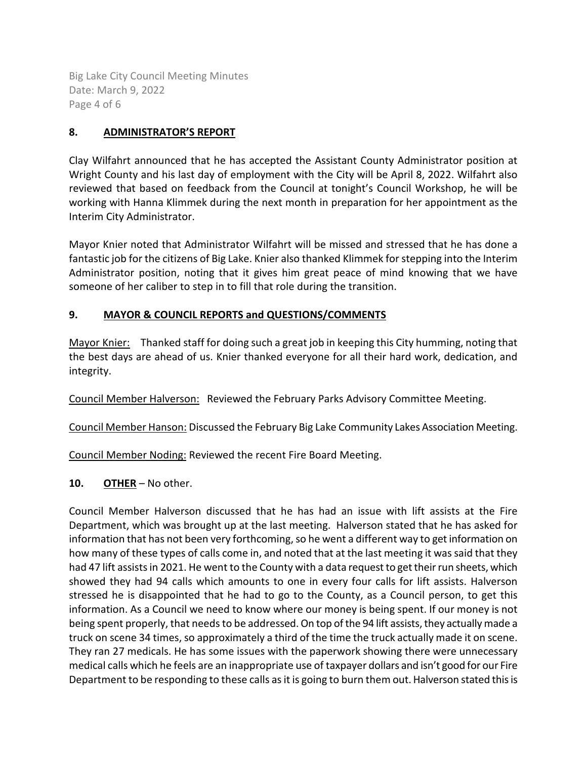## 8. ADMINISTRATOR'S REPORT

Clay Wilfahrt announced that he has accepted the Assistant County Administrator position at Wright County and his last day of employment with the City will be April 8, 2022. Wilfahrt also reviewed that based on feedback from the Council at tonight's Council Workshop, he will be working with Hanna Klimmek during the next month in preparation for her appointment as the Interim City Administrator.

Mayor Knier noted that Administrator Wilfahrt will be missed and stressed that he has done a fantastic job for the citizens of Big Lake. Knier also thanked Klimmek for stepping into the Interim Administrator position, noting that it gives him great peace of mind knowing that we have someone of her caliber to step in to fill that role during the transition.

## 9. MAYOR & COUNCIL REPORTS and QUESTIONS/COMMENTS

Mayor Knier: Thanked staff for doing such a great job in keeping this City humming, noting that the best days are ahead of us. Knier thanked everyone for all their hard work, dedication, and integrity.

Council Member Halverson: Reviewed the February Parks Advisory Committee Meeting.

Council Member Hanson: Discussed the February Big Lake Community Lakes Association Meeting.

Council Member Noding: Reviewed the recent Fire Board Meeting.

## 10. OTHER – No other.

Council Member Halverson discussed that he has had an issue with lift assists at the Fire Department, which was brought up at the last meeting. Halverson stated that he has asked for information that has not been very forthcoming, so he went a different way to get information on how many of these types of calls come in, and noted that at the last meeting it was said that they had 47 lift assists in 2021. He went to the County with a data request to get their run sheets, which showed they had 94 calls which amounts to one in every four calls for lift assists. Halverson stressed he is disappointed that he had to go to the County, as a Council person, to get this information. As a Council we need to know where our money is being spent. If our money is not being spent properly, that needs to be addressed. On top of the 94 lift assists, they actually made a truck on scene 34 times, so approximately a third of the time the truck actually made it on scene. They ran 27 medicals. He has some issues with the paperwork showing there were unnecessary medical calls which he feels are an inappropriate use of taxpayer dollars and isn't good for our Fire Department to be responding to these calls as it is going to burn them out. Halverson stated this is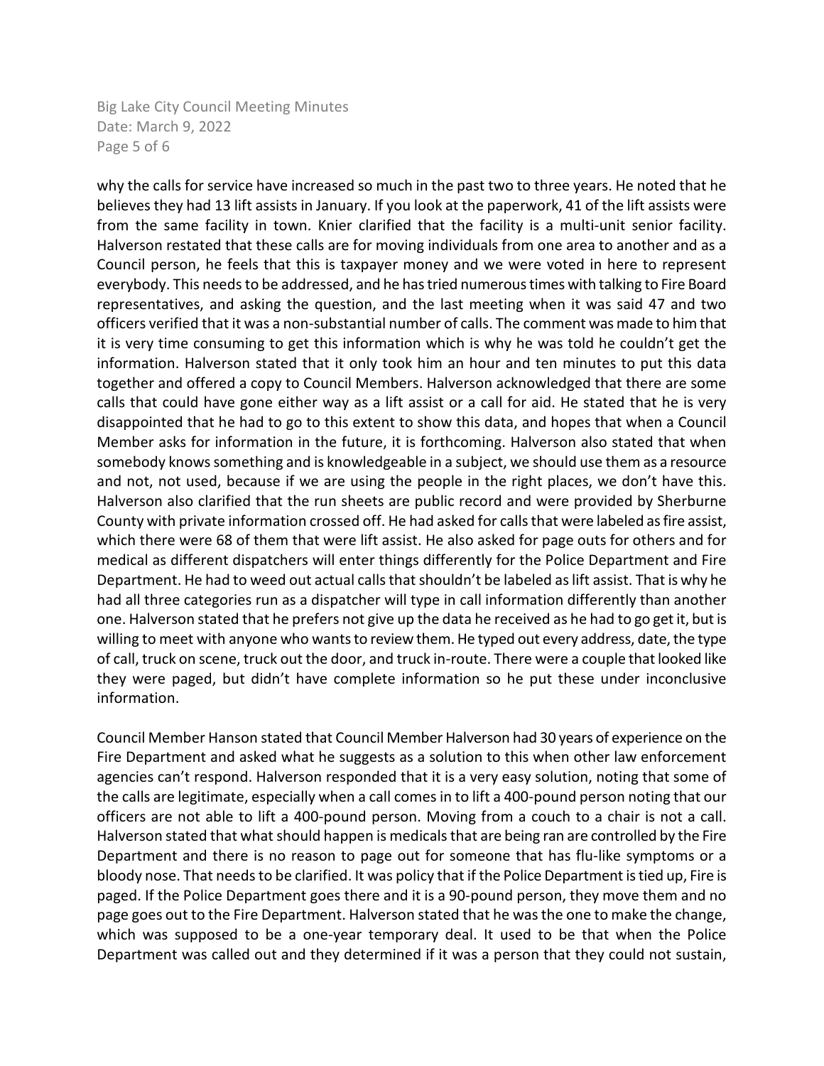why the calls for service have increased so much in the past two to three years. He noted that he believes they had 13 lift assists in January. If you look at the paperwork, 41 of the lift assists were from the same facility in town. Knier clarified that the facility is a multi-unit senior facility. Halverson restated that these calls are for moving individuals from one area to another and as a Council person, he feels that this is taxpayer money and we were voted in here to represent everybody. This needs to be addressed, and he has tried numerous times with talking to Fire Board representatives, and asking the question, and the last meeting when it was said 47 and two officers verified that it was a non-substantial number of calls. The comment was made to him that it is very time consuming to get this information which is why he was told he couldn't get the information. Halverson stated that it only took him an hour and ten minutes to put this data together and offered a copy to Council Members. Halverson acknowledged that there are some calls that could have gone either way as a lift assist or a call for aid. He stated that he is very disappointed that he had to go to this extent to show this data, and hopes that when a Council Member asks for information in the future, it is forthcoming. Halverson also stated that when somebody knows something and is knowledgeable in a subject, we should use them as a resource and not, not used, because if we are using the people in the right places, we don't have this. Halverson also clarified that the run sheets are public record and were provided by Sherburne County with private information crossed off. He had asked for calls that were labeled as fire assist, which there were 68 of them that were lift assist. He also asked for page outs for others and for medical as different dispatchers will enter things differently for the Police Department and Fire Department. He had to weed out actual calls that shouldn't be labeled as lift assist. That is why he had all three categories run as a dispatcher will type in call information differently than another one. Halverson stated that he prefers not give up the data he received as he had to go get it, but is willing to meet with anyone who wants to review them. He typed out every address, date, the type of call, truck on scene, truck out the door, and truck in-route. There were a couple that looked like they were paged, but didn't have complete information so he put these under inconclusive information.

Council Member Hanson stated that Council Member Halverson had 30 years of experience on the Fire Department and asked what he suggests as a solution to this when other law enforcement agencies can't respond. Halverson responded that it is a very easy solution, noting that some of the calls are legitimate, especially when a call comes in to lift a 400-pound person noting that our officers are not able to lift a 400-pound person. Moving from a couch to a chair is not a call. Halverson stated that what should happen is medicals that are being ran are controlled by the Fire Department and there is no reason to page out for someone that has flu-like symptoms or a bloody nose. That needs to be clarified. It was policy that if the Police Department is tied up, Fire is paged. If the Police Department goes there and it is a 90-pound person, they move them and no page goes out to the Fire Department. Halverson stated that he was the one to make the change, which was supposed to be a one-year temporary deal. It used to be that when the Police Department was called out and they determined if it was a person that they could not sustain,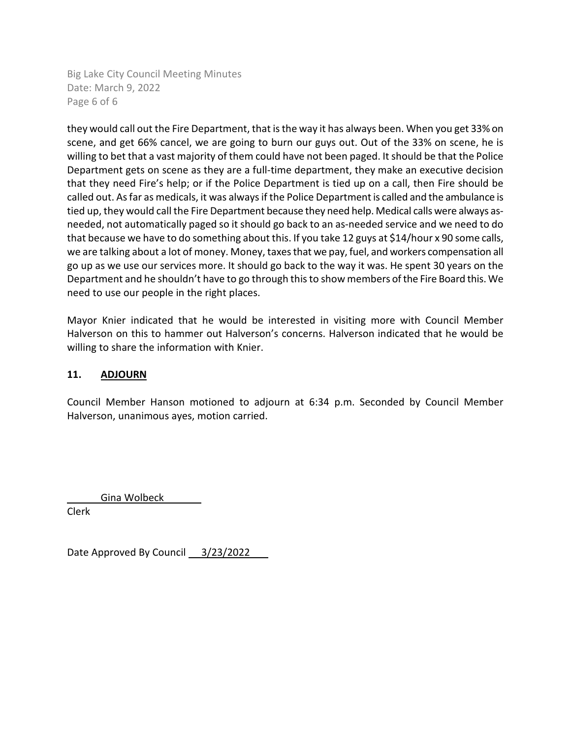they would call out the Fire Department, that is the way it has always been. When you get 33% on scene, and get 66% cancel, we are going to burn our guys out. Out of the 33% on scene, he is willing to bet that a vast majority of them could have not been paged. It should be that the Police Department gets on scene as they are a full-time department, they make an executive decision that they need Fire's help; or if the Police Department is tied up on a call, then Fire should be called out. As far as medicals, it was always if the Police Department is called and the ambulance is tied up, they would call the Fire Department because they need help. Medical calls were always as-needed, not automatically paged so it should go back to an as-needed service and we need to do that because we have to do something about this. If you take 12 guys at $14/hour x 90 some calls, we are talking about a lot of money. Money, taxes that we pay, fuel, and workers compensation all go up as we use our services more. It should go back to the way it was. He spent 30 years on the Department and he shouldn't have to go through this to show members of the Fire Board this. We need to use our people in the right places.

Mayor Knier indicated that he would be interested in visiting more with Council Member Halverson on this to hammer out Halverson's concerns. Halverson indicated that he would be willing to share the information with Knier.

## 11. ADJOURN

Council Member Hanson motioned to adjourn at 6:34 p.m. Seconded by Council Member Halverson, unanimous ayes, motion carried.

Gina Wolbeck
Clerk

Date Approved By Council 3/23/2022